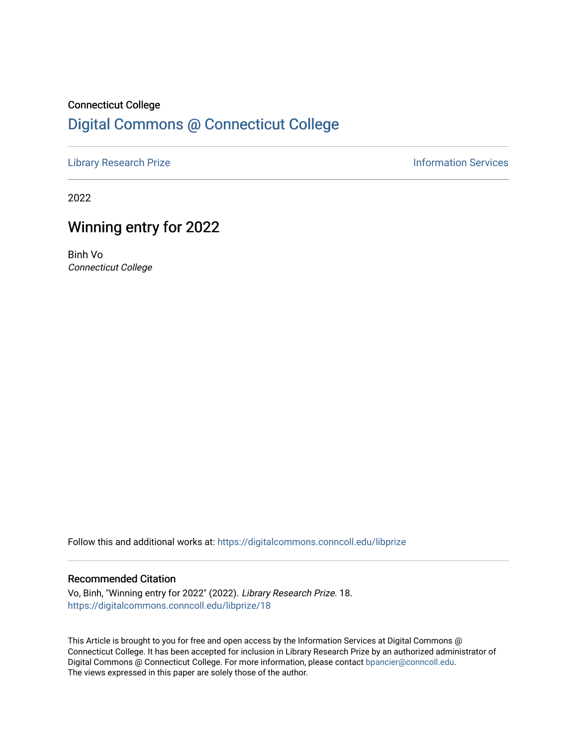Connecticut College

# Digital Commons @ Connecticut College

Library Research Prize

Information Services

2022

## Winning entry for 2022

Binh Vo

*Connecticut College*

Follow this and additional works at: https://digitalcommons.conncoll.edu/libprize

### Recommended Citation

Vo, Binh, "Winning entry for 2022" (2022). *Library Research Prize*. 18.
https://digitalcommons.conncoll.edu/libprize/18

This Article is brought to you for free and open access by the Information Services at Digital Commons @ Connecticut College. It has been accepted for inclusion in Library Research Prize by an authorized administrator of Digital Commons @ Connecticut College. For more information, please contact bpancier@conncoll.edu.
The views expressed in this paper are solely those of the author.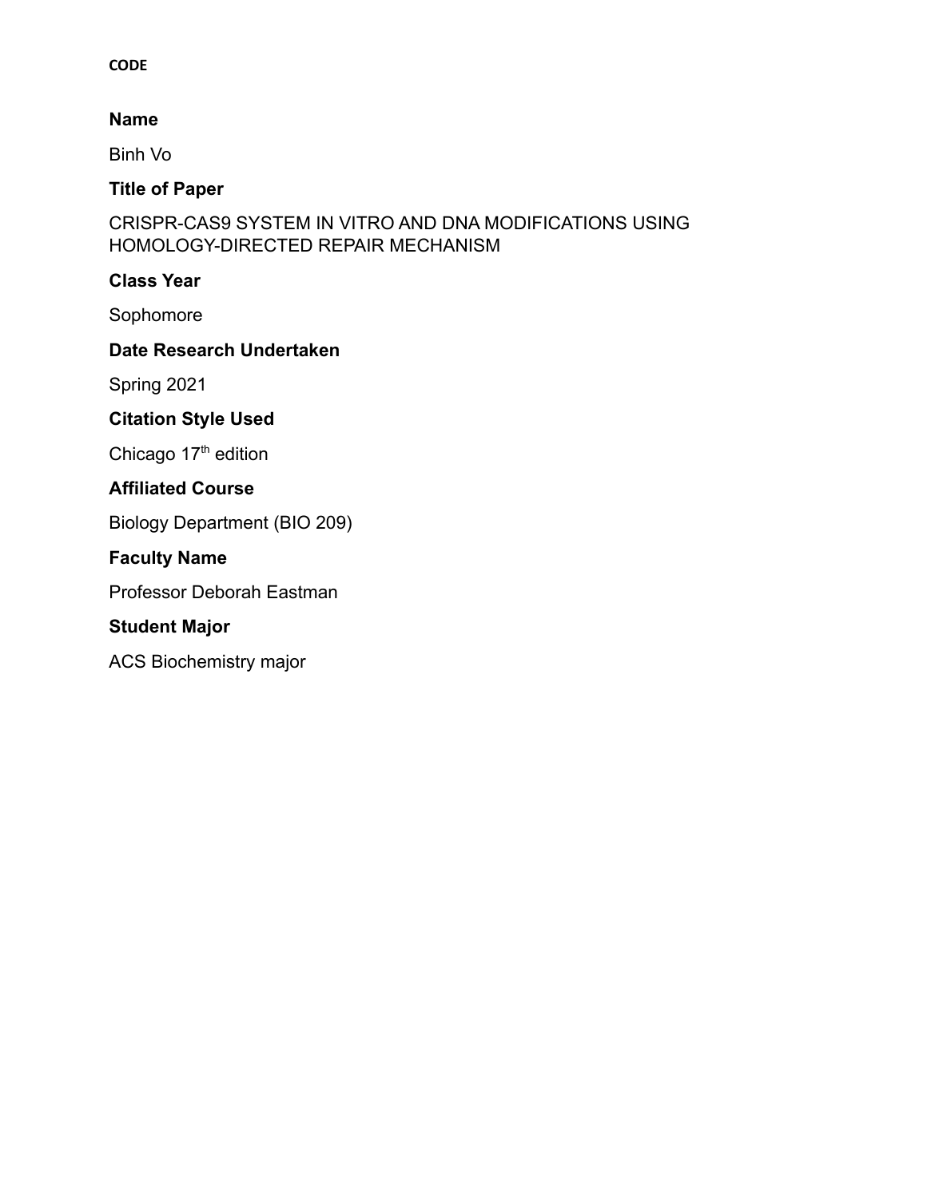**CODE**

**Name**

Binh Vo

**Title of Paper**

CRISPR-CAS9 SYSTEM IN VITRO AND DNA MODIFICATIONS USING HOMOLOGY-DIRECTED REPAIR MECHANISM

**Class Year**

Sophomore

**Date Research Undertaken**

Spring 2021

**Citation Style Used**

Chicago 17th edition

**Affiliated Course**

Biology Department (BIO 209)

**Faculty Name**

Professor Deborah Eastman

**Student Major**

ACS Biochemistry major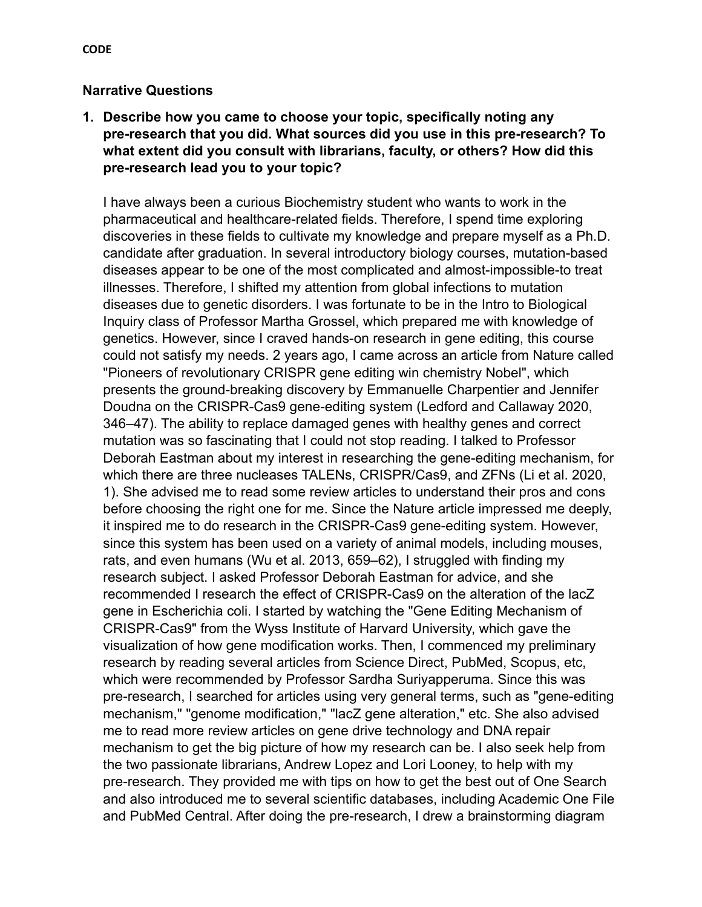**CODE**

**Narrative Questions**

1. **Describe how you came to choose your topic, specifically noting any pre-research that you did. What sources did you use in this pre-research? To what extent did you consult with librarians, faculty, or others? How did this pre-research lead you to your topic?**

   I have always been a curious Biochemistry student who wants to work in the pharmaceutical and healthcare-related fields. Therefore, I spend time exploring discoveries in these fields to cultivate my knowledge and prepare myself as a Ph.D. candidate after graduation. In several introductory biology courses, mutation-based diseases appear to be one of the most complicated and almost-impossible-to treat illnesses. Therefore, I shifted my attention from global infections to mutation diseases due to genetic disorders. I was fortunate to be in the Intro to Biological Inquiry class of Professor Martha Grossel, which prepared me with knowledge of genetics. However, since I craved hands-on research in gene editing, this course could not satisfy my needs. 2 years ago, I came across an article from Nature called "Pioneers of revolutionary CRISPR gene editing win chemistry Nobel", which presents the ground-breaking discovery by Emmanuelle Charpentier and Jennifer Doudna on the CRISPR-Cas9 gene-editing system (Ledford and Callaway 2020, 346–47). The ability to replace damaged genes with healthy genes and correct mutation was so fascinating that I could not stop reading. I talked to Professor Deborah Eastman about my interest in researching the gene-editing mechanism, for which there are three nucleases TALENs, CRISPR/Cas9, and ZFNs (Li et al. 2020, 1). She advised me to read some review articles to understand their pros and cons before choosing the right one for me. Since the Nature article impressed me deeply, it inspired me to do research in the CRISPR-Cas9 gene-editing system. However, since this system has been used on a variety of animal models, including mouses, rats, and even humans (Wu et al. 2013, 659–62), I struggled with finding my research subject. I asked Professor Deborah Eastman for advice, and she recommended I research the effect of CRISPR-Cas9 on the alteration of the lacZ gene in Escherichia coli. I started by watching the "Gene Editing Mechanism of CRISPR-Cas9" from the Wyss Institute of Harvard University, which gave the visualization of how gene modification works. Then, I commenced my preliminary research by reading several articles from Science Direct, PubMed, Scopus, etc, which were recommended by Professor Sardha Suriyapperuma. Since this was pre-research, I searched for articles using very general terms, such as "gene-editing mechanism," "genome modification," "lacZ gene alteration," etc. She also advised me to read more review articles on gene drive technology and DNA repair mechanism to get the big picture of how my research can be. I also seek help from the two passionate librarians, Andrew Lopez and Lori Looney, to help with my pre-research. They provided me with tips on how to get the best out of One Search and also introduced me to several scientific databases, including Academic One File and PubMed Central. After doing the pre-research, I drew a brainstorming diagram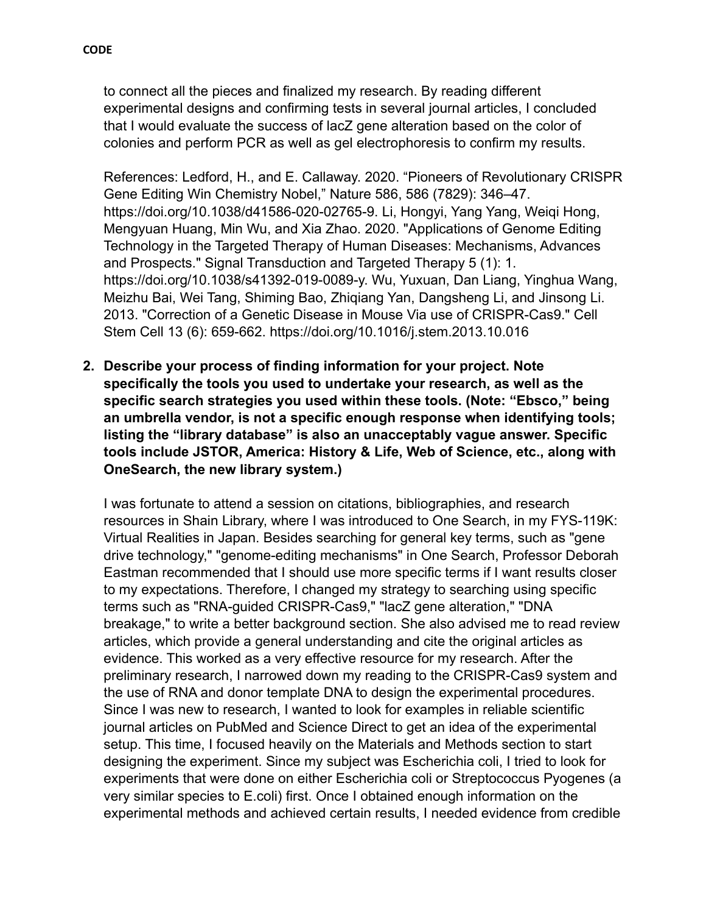to connect all the pieces and finalized my research. By reading different experimental designs and confirming tests in several journal articles, I concluded that I would evaluate the success of lacZ gene alteration based on the color of colonies and perform PCR as well as gel electrophoresis to confirm my results.

References: Ledford, H., and E. Callaway. 2020. "Pioneers of Revolutionary CRISPR Gene Editing Win Chemistry Nobel," Nature 586, 586 (7829): 346–47. https://doi.org/10.1038/d41586-020-02765-9. Li, Hongyi, Yang Yang, Weiqi Hong, Mengyuan Huang, Min Wu, and Xia Zhao. 2020. "Applications of Genome Editing Technology in the Targeted Therapy of Human Diseases: Mechanisms, Advances and Prospects." Signal Transduction and Targeted Therapy 5 (1): 1. https://doi.org/10.1038/s41392-019-0089-y. Wu, Yuxuan, Dan Liang, Yinghua Wang, Meizhu Bai, Wei Tang, Shiming Bao, Zhiqiang Yan, Dangsheng Li, and Jinsong Li. 2013. "Correction of a Genetic Disease in Mouse Via use of CRISPR-Cas9." Cell Stem Cell 13 (6): 659-662. https://doi.org/10.1016/j.stem.2013.10.016

2. **Describe your process of finding information for your project. Note specifically the tools you used to undertake your research, as well as the specific search strategies you used within these tools. (Note: "Ebsco," being an umbrella vendor, is not a specific enough response when identifying tools; listing the "library database" is also an unacceptably vague answer. Specific tools include JSTOR, America: History & Life, Web of Science, etc., along with OneSearch, the new library system.)**

   I was fortunate to attend a session on citations, bibliographies, and research resources in Shain Library, where I was introduced to One Search, in my FYS-119K: Virtual Realities in Japan. Besides searching for general key terms, such as "gene drive technology," "genome-editing mechanisms" in One Search, Professor Deborah Eastman recommended that I should use more specific terms if I want results closer to my expectations. Therefore, I changed my strategy to searching using specific terms such as "RNA-guided CRISPR-Cas9," "lacZ gene alteration," "DNA breakage," to write a better background section. She also advised me to read review articles, which provide a general understanding and cite the original articles as evidence. This worked as a very effective resource for my research. After the preliminary research, I narrowed down my reading to the CRISPR-Cas9 system and the use of RNA and donor template DNA to design the experimental procedures. Since I was new to research, I wanted to look for examples in reliable scientific journal articles on PubMed and Science Direct to get an idea of the experimental setup. This time, I focused heavily on the Materials and Methods section to start designing the experiment. Since my subject was Escherichia coli, I tried to look for experiments that were done on either Escherichia coli or Streptococcus Pyogenes (a very similar species to E.coli) first. Once I obtained enough information on the experimental methods and achieved certain results, I needed evidence from credible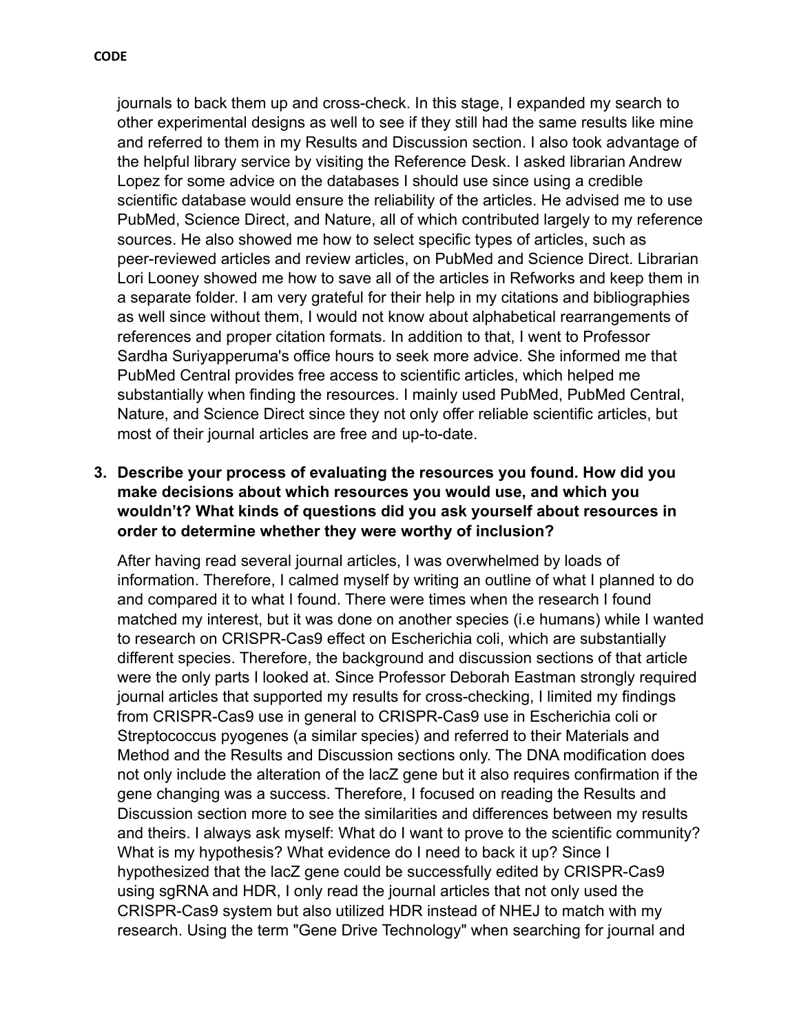journals to back them up and cross-check. In this stage, I expanded my search to other experimental designs as well to see if they still had the same results like mine and referred to them in my Results and Discussion section. I also took advantage of the helpful library service by visiting the Reference Desk. I asked librarian Andrew Lopez for some advice on the databases I should use since using a credible scientific database would ensure the reliability of the articles. He advised me to use PubMed, Science Direct, and Nature, all of which contributed largely to my reference sources. He also showed me how to select specific types of articles, such as peer-reviewed articles and review articles, on PubMed and Science Direct. Librarian Lori Looney showed me how to save all of the articles in Refworks and keep them in a separate folder. I am very grateful for their help in my citations and bibliographies as well since without them, I would not know about alphabetical rearrangements of references and proper citation formats. In addition to that, I went to Professor Sardha Suriyapperuma's office hours to seek more advice. She informed me that PubMed Central provides free access to scientific articles, which helped me substantially when finding the resources. I mainly used PubMed, PubMed Central, Nature, and Science Direct since they not only offer reliable scientific articles, but most of their journal articles are free and up-to-date.

3. **Describe your process of evaluating the resources you found. How did you make decisions about which resources you would use, and which you wouldn't? What kinds of questions did you ask yourself about resources in order to determine whether they were worthy of inclusion?**

   After having read several journal articles, I was overwhelmed by loads of information. Therefore, I calmed myself by writing an outline of what I planned to do and compared it to what I found. There were times when the research I found matched my interest, but it was done on another species (i.e humans) while I wanted to research on CRISPR-Cas9 effect on Escherichia coli, which are substantially different species. Therefore, the background and discussion sections of that article were the only parts I looked at. Since Professor Deborah Eastman strongly required journal articles that supported my results for cross-checking, I limited my findings from CRISPR-Cas9 use in general to CRISPR-Cas9 use in Escherichia coli or Streptococcus pyogenes (a similar species) and referred to their Materials and Method and the Results and Discussion sections only. The DNA modification does not only include the alteration of the lacZ gene but it also requires confirmation if the gene changing was a success. Therefore, I focused on reading the Results and Discussion section more to see the similarities and differences between my results and theirs. I always ask myself: What do I want to prove to the scientific community? What is my hypothesis? What evidence do I need to back it up? Since I hypothesized that the lacZ gene could be successfully edited by CRISPR-Cas9 using sgRNA and HDR, I only read the journal articles that not only used the CRISPR-Cas9 system but also utilized HDR instead of NHEJ to match with my research. Using the term "Gene Drive Technology" when searching for journal and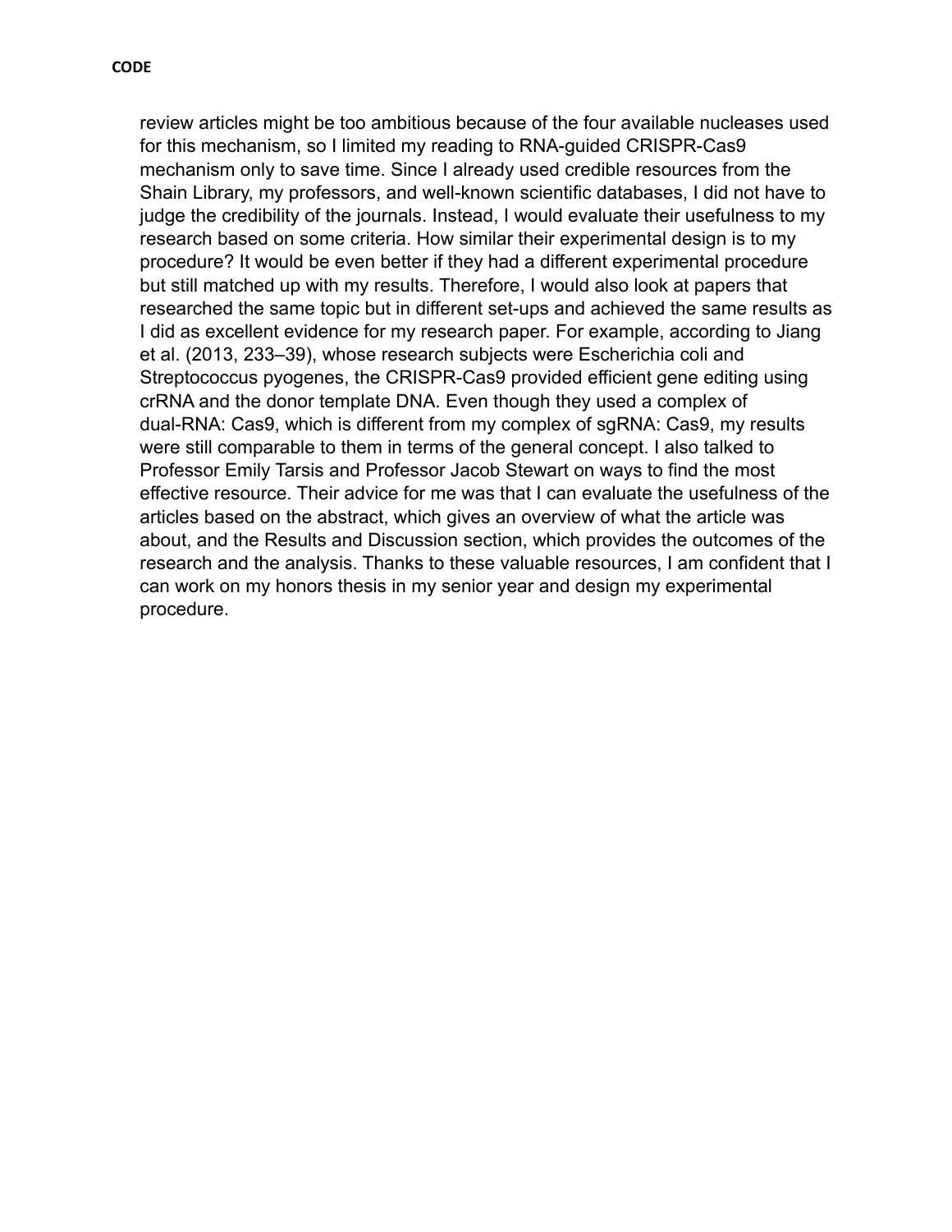review articles might be too ambitious because of the four available nucleases used for this mechanism, so I limited my reading to RNA-guided CRISPR-Cas9 mechanism only to save time. Since I already used credible resources from the Shain Library, my professors, and well-known scientific databases, I did not have to judge the credibility of the journals. Instead, I would evaluate their usefulness to my research based on some criteria. How similar their experimental design is to my procedure? It would be even better if they had a different experimental procedure but still matched up with my results. Therefore, I would also look at papers that researched the same topic but in different set-ups and achieved the same results as I did as excellent evidence for my research paper. For example, according to Jiang et al. (2013, 233–39), whose research subjects were Escherichia coli and Streptococcus pyogenes, the CRISPR-Cas9 provided efficient gene editing using crRNA and the donor template DNA. Even though they used a complex of dual-RNA: Cas9, which is different from my complex of sgRNA: Cas9, my results were still comparable to them in terms of the general concept. I also talked to Professor Emily Tarsis and Professor Jacob Stewart on ways to find the most effective resource. Their advice for me was that I can evaluate the usefulness of the articles based on the abstract, which gives an overview of what the article was about, and the Results and Discussion section, which provides the outcomes of the research and the analysis. Thanks to these valuable resources, I am confident that I can work on my honors thesis in my senior year and design my experimental procedure.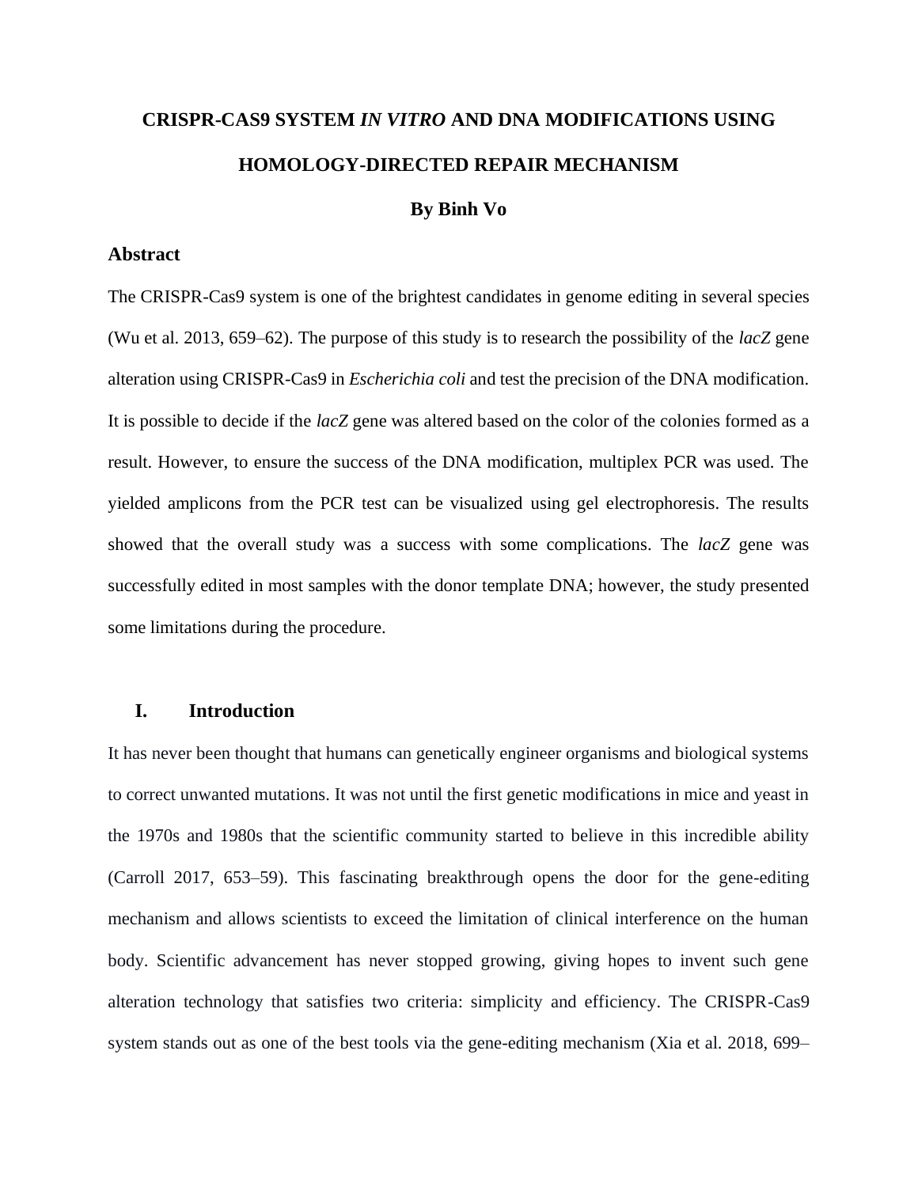# CRISPR-CAS9 SYSTEM *IN VITRO* AND DNA MODIFICATIONS USING HOMOLOGY-DIRECTED REPAIR MECHANISM

**By Binh Vo**

## Abstract

The CRISPR-Cas9 system is one of the brightest candidates in genome editing in several species (Wu et al. 2013, 659–62). The purpose of this study is to research the possibility of the *lacZ* gene alteration using CRISPR-Cas9 in *Escherichia coli* and test the precision of the DNA modification. It is possible to decide if the *lacZ* gene was altered based on the color of the colonies formed as a result. However, to ensure the success of the DNA modification, multiplex PCR was used. The yielded amplicons from the PCR test can be visualized using gel electrophoresis. The results showed that the overall study was a success with some complications. The *lacZ* gene was successfully edited in most samples with the donor template DNA; however, the study presented some limitations during the procedure.

## I. Introduction

It has never been thought that humans can genetically engineer organisms and biological systems to correct unwanted mutations. It was not until the first genetic modifications in mice and yeast in the 1970s and 1980s that the scientific community started to believe in this incredible ability (Carroll 2017, 653–59). This fascinating breakthrough opens the door for the gene-editing mechanism and allows scientists to exceed the limitation of clinical interference on the human body. Scientific advancement has never stopped growing, giving hopes to invent such gene alteration technology that satisfies two criteria: simplicity and efficiency. The CRISPR-Cas9 system stands out as one of the best tools via the gene-editing mechanism (Xia et al. 2018, 699–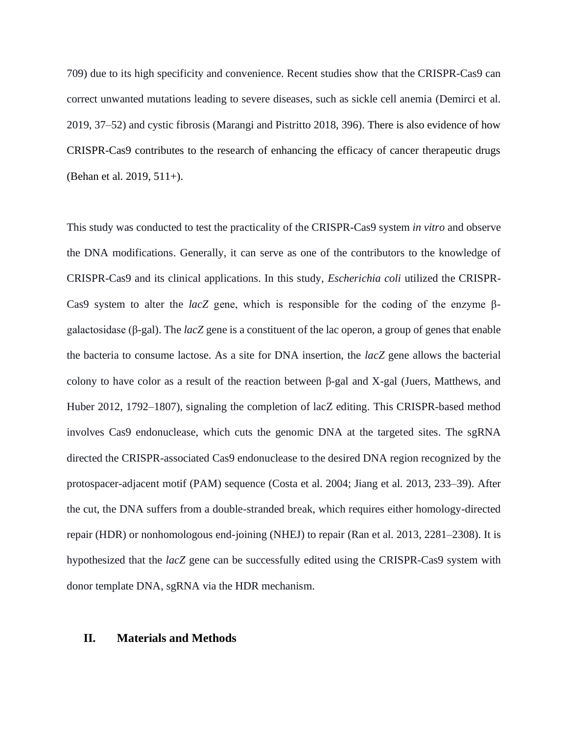709) due to its high specificity and convenience. Recent studies show that the CRISPR-Cas9 can correct unwanted mutations leading to severe diseases, such as sickle cell anemia (Demirci et al. 2019, 37–52) and cystic fibrosis (Marangi and Pistritto 2018, 396). There is also evidence of how CRISPR-Cas9 contributes to the research of enhancing the efficacy of cancer therapeutic drugs (Behan et al. 2019, 511+).

This study was conducted to test the practicality of the CRISPR-Cas9 system *in vitro* and observe the DNA modifications. Generally, it can serve as one of the contributors to the knowledge of CRISPR-Cas9 and its clinical applications. In this study, *Escherichia coli* utilized the CRISPR-Cas9 system to alter the *lacZ* gene, which is responsible for the coding of the enzyme β-galactosidase (β-gal). The *lacZ* gene is a constituent of the lac operon, a group of genes that enable the bacteria to consume lactose. As a site for DNA insertion, the *lacZ* gene allows the bacterial colony to have color as a result of the reaction between β-gal and X-gal (Juers, Matthews, and Huber 2012, 1792–1807), signaling the completion of lacZ editing. This CRISPR-based method involves Cas9 endonuclease, which cuts the genomic DNA at the targeted sites. The sgRNA directed the CRISPR-associated Cas9 endonuclease to the desired DNA region recognized by the protospacer-adjacent motif (PAM) sequence (Costa et al. 2004; Jiang et al. 2013, 233–39). After the cut, the DNA suffers from a double-stranded break, which requires either homology-directed repair (HDR) or nonhomologous end-joining (NHEJ) to repair (Ran et al. 2013, 2281–2308). It is hypothesized that the *lacZ* gene can be successfully edited using the CRISPR-Cas9 system with donor template DNA, sgRNA via the HDR mechanism.

## II. Materials and Methods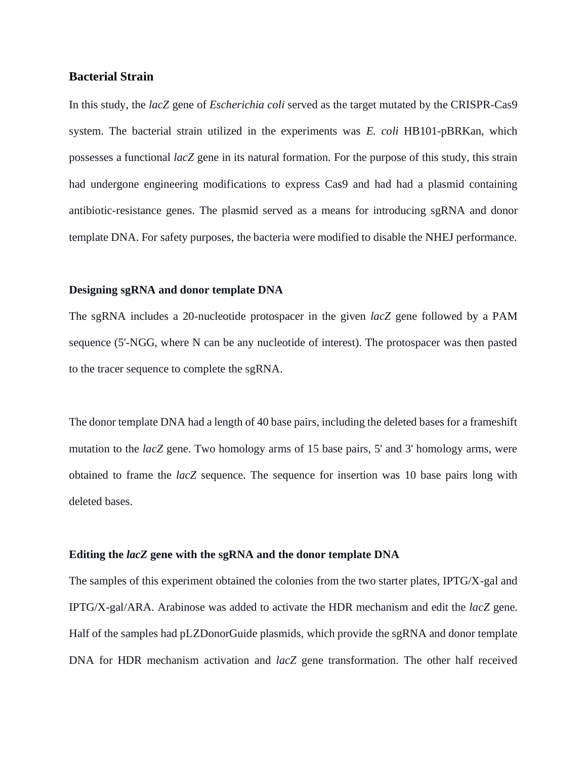### Bacterial Strain

In this study, the *lacZ* gene of *Escherichia coli* served as the target mutated by the CRISPR-Cas9 system. The bacterial strain utilized in the experiments was *E. coli* HB101-pBRKan, which possesses a functional *lacZ* gene in its natural formation. For the purpose of this study, this strain had undergone engineering modifications to express Cas9 and had had a plasmid containing antibiotic-resistance genes. The plasmid served as a means for introducing sgRNA and donor template DNA. For safety purposes, the bacteria were modified to disable the NHEJ performance.

#### Designing sgRNA and donor template DNA

The sgRNA includes a 20-nucleotide protospacer in the given *lacZ* gene followed by a PAM sequence (5'-NGG, where N can be any nucleotide of interest). The protospacer was then pasted to the tracer sequence to complete the sgRNA.

The donor template DNA had a length of 40 base pairs, including the deleted bases for a frameshift mutation to the *lacZ* gene. Two homology arms of 15 base pairs, 5' and 3' homology arms, were obtained to frame the *lacZ* sequence. The sequence for insertion was 10 base pairs long with deleted bases.

#### Editing the *lacZ* gene with the sgRNA and the donor template DNA

The samples of this experiment obtained the colonies from the two starter plates, IPTG/X-gal and IPTG/X-gal/ARA. Arabinose was added to activate the HDR mechanism and edit the *lacZ* gene. Half of the samples had pLZDonorGuide plasmids, which provide the sgRNA and donor template DNA for HDR mechanism activation and *lacZ* gene transformation. The other half received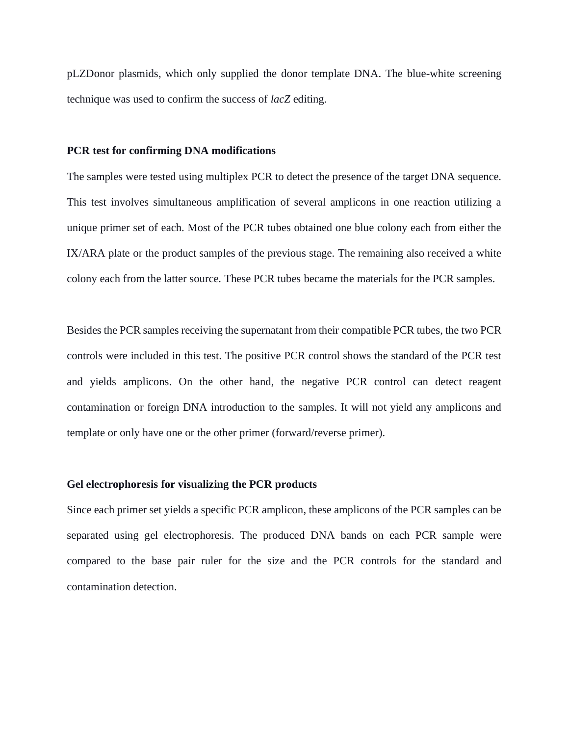pLZDonor plasmids, which only supplied the donor template DNA. The blue-white screening technique was used to confirm the success of *lacZ* editing.

**PCR test for confirming DNA modifications**

The samples were tested using multiplex PCR to detect the presence of the target DNA sequence. This test involves simultaneous amplification of several amplicons in one reaction utilizing a unique primer set of each. Most of the PCR tubes obtained one blue colony each from either the IX/ARA plate or the product samples of the previous stage. The remaining also received a white colony each from the latter source. These PCR tubes became the materials for the PCR samples.

Besides the PCR samples receiving the supernatant from their compatible PCR tubes, the two PCR controls were included in this test. The positive PCR control shows the standard of the PCR test and yields amplicons. On the other hand, the negative PCR control can detect reagent contamination or foreign DNA introduction to the samples. It will not yield any amplicons and template or only have one or the other primer (forward/reverse primer).

**Gel electrophoresis for visualizing the PCR products**

Since each primer set yields a specific PCR amplicon, these amplicons of the PCR samples can be separated using gel electrophoresis. The produced DNA bands on each PCR sample were compared to the base pair ruler for the size and the PCR controls for the standard and contamination detection.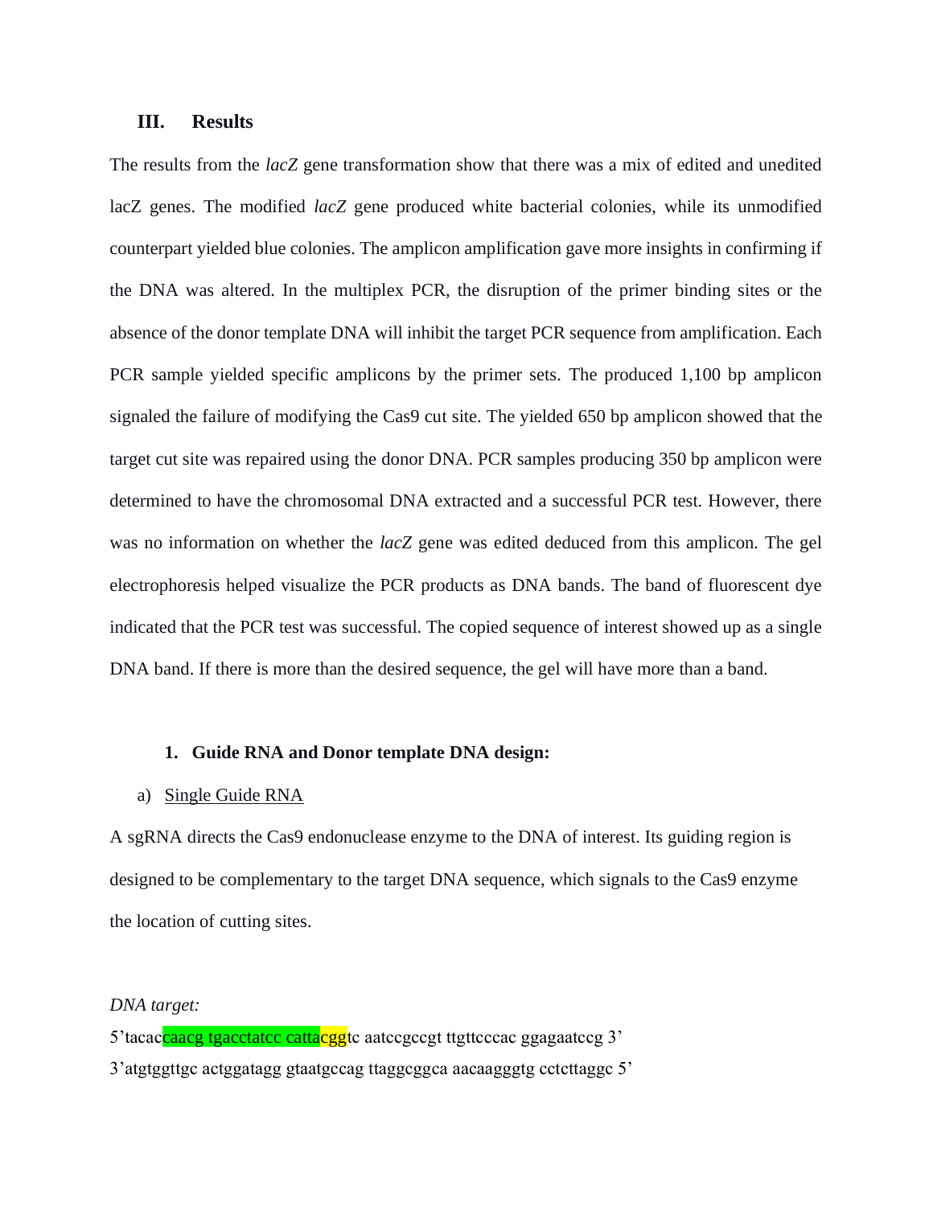## III. Results

The results from the *lacZ* gene transformation show that there was a mix of edited and unedited lacZ genes. The modified *lacZ* gene produced white bacterial colonies, while its unmodified counterpart yielded blue colonies. The amplicon amplification gave more insights in confirming if the DNA was altered. In the multiplex PCR, the disruption of the primer binding sites or the absence of the donor template DNA will inhibit the target PCR sequence from amplification. Each PCR sample yielded specific amplicons by the primer sets. The produced 1,100 bp amplicon signaled the failure of modifying the Cas9 cut site. The yielded 650 bp amplicon showed that the target cut site was repaired using the donor DNA. PCR samples producing 350 bp amplicon were determined to have the chromosomal DNA extracted and a successful PCR test. However, there was no information on whether the *lacZ* gene was edited deduced from this amplicon. The gel electrophoresis helped visualize the PCR products as DNA bands. The band of fluorescent dye indicated that the PCR test was successful. The copied sequence of interest showed up as a single DNA band. If there is more than the desired sequence, the gel will have more than a band.

### 1. Guide RNA and Donor template DNA design:

a) <u>Single Guide RNA</u>

A sgRNA directs the Cas9 endonuclease enzyme to the DNA of interest. Its guiding region is designed to be complementary to the target DNA sequence, which signals to the Cas9 enzyme the location of cutting sites.

*DNA target:*

5'tacaccaacg tgacctatcc cattacggtc aatccgccgt ttgttcccac ggagaatccg 3'

3'atgtggttgc actggatagg gtaatgccag ttaggcggca aacaagggtg cctcttaggc 5'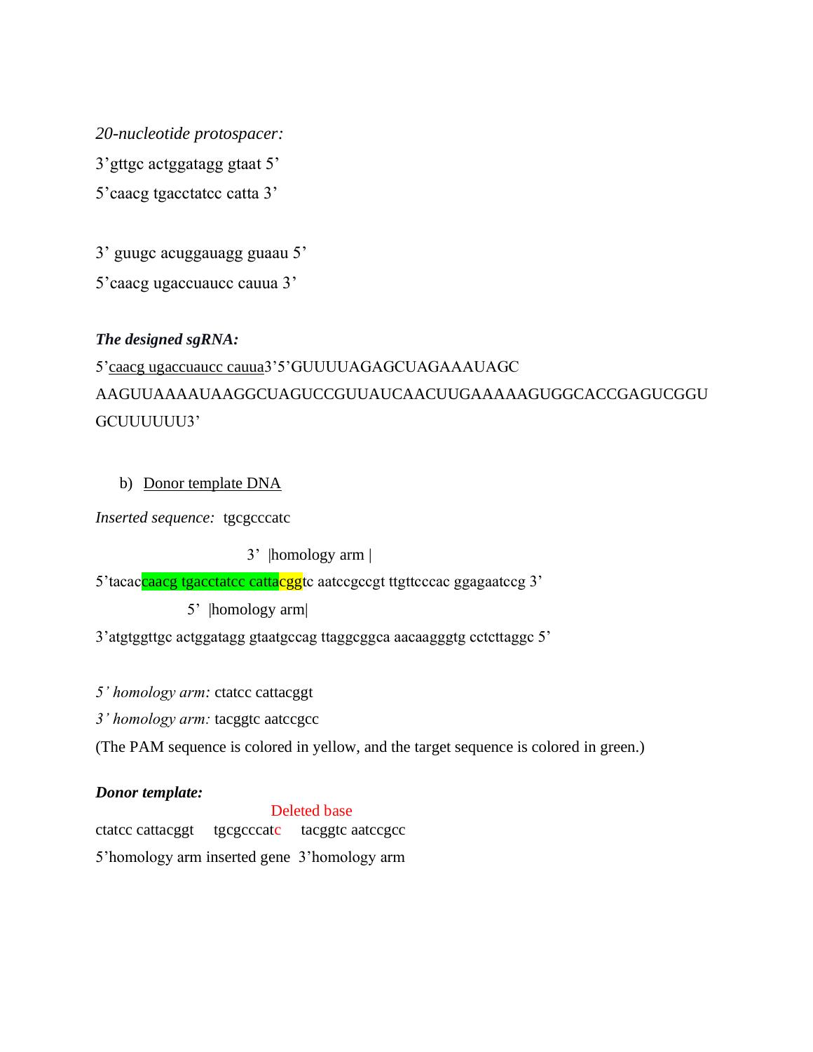*20-nucleotide protospacer:*

3'gttgc actggatagg gtaat 5'

5'caacg tgacctatcc catta 3'

3' guugc acuggauagg guaau 5'

5'caacg ugaccuaucc cauua 3'

***The designed sgRNA:***

5'caacg ugaccuaucc cauua3'5'GUUUUAGAGCUAGAAAUAGC AAGUUAAAAUAAGGCUAGUCCGUUAUCAACUUGAAAAAGUGGCACCGAGUCGGU GCUUUUUU3'

b) Donor template DNA

*Inserted sequence:* tgcgcccatc

```
                              3'  |homology arm |
5'tacaccaacg tgacctatcc cattacggtc aatccgccgt ttgttcccac ggagaatccg 3'
                       5'  |homology arm|
3'atgtggttgc actggatagg gtaatgccag ttaggcggca aacaagggtg cctcttaggc 5'
```

*5' homology arm:* ctatcc cattacggt

*3' homology arm:* tacggtc aatccgcc

(The PAM sequence is colored in yellow, and the target sequence is colored in green.)

***Donor template:***

```
                              Deleted base
ctatcc cattacggt     tgcgcccatc     tacggtc aatccgcc
5'homology arm inserted gene  3'homology arm
```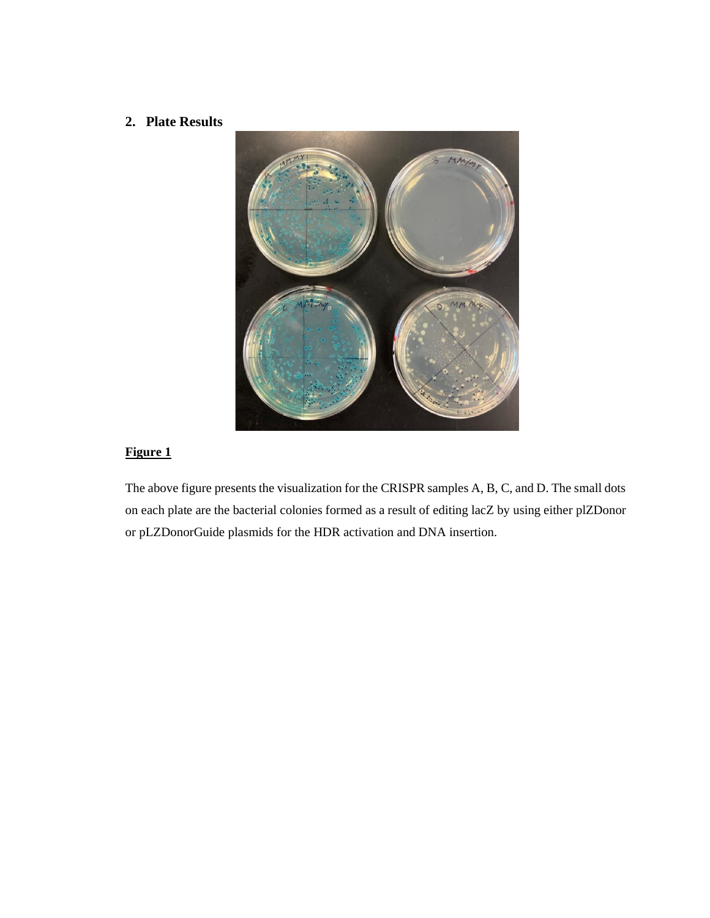## 2. Plate Results

**Figure 1**

The above figure presents the visualization for the CRISPR samples A, B, C, and D. The small dots on each plate are the bacterial colonies formed as a result of editing lacZ by using either plZDonor or pLZDonorGuide plasmids for the HDR activation and DNA insertion.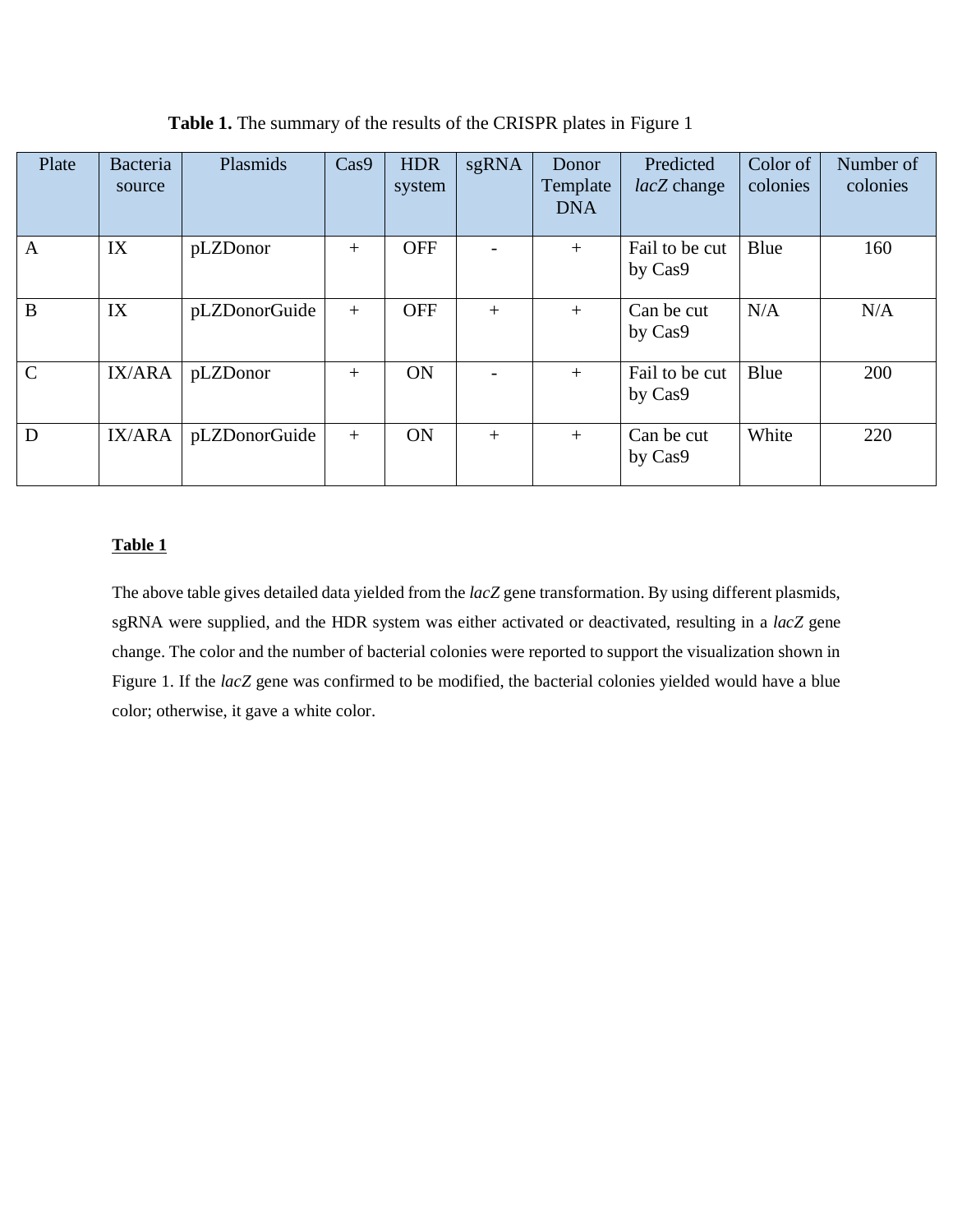**Table 1.** The summary of the results of the CRISPR plates in Figure 1

| Plate | Bacteria source | Plasmids | Cas9 | HDR system | sgRNA | Donor Template DNA | Predicted *lacZ* change | Color of colonies | Number of colonies |
|---|---|---|---|---|---|---|---|---|---|
| A | IX | pLZDonor | + | OFF | - | + | Fail to be cut by Cas9 | Blue | 160 |
| B | IX | pLZDonorGuide | + | OFF | + | + | Can be cut by Cas9 | N/A | N/A |
| C | IX/ARA | pLZDonor | + | ON | - | + | Fail to be cut by Cas9 | Blue | 200 |
| D | IX/ARA | pLZDonorGuide | + | ON | + | + | Can be cut by Cas9 | White | 220 |

**<u>Table 1</u>**

The above table gives detailed data yielded from the *lacZ* gene transformation. By using different plasmids, sgRNA were supplied, and the HDR system was either activated or deactivated, resulting in a *lacZ* gene change. The color and the number of bacterial colonies were reported to support the visualization shown in Figure 1. If the *lacZ* gene was confirmed to be modified, the bacterial colonies yielded would have a blue color; otherwise, it gave a white color.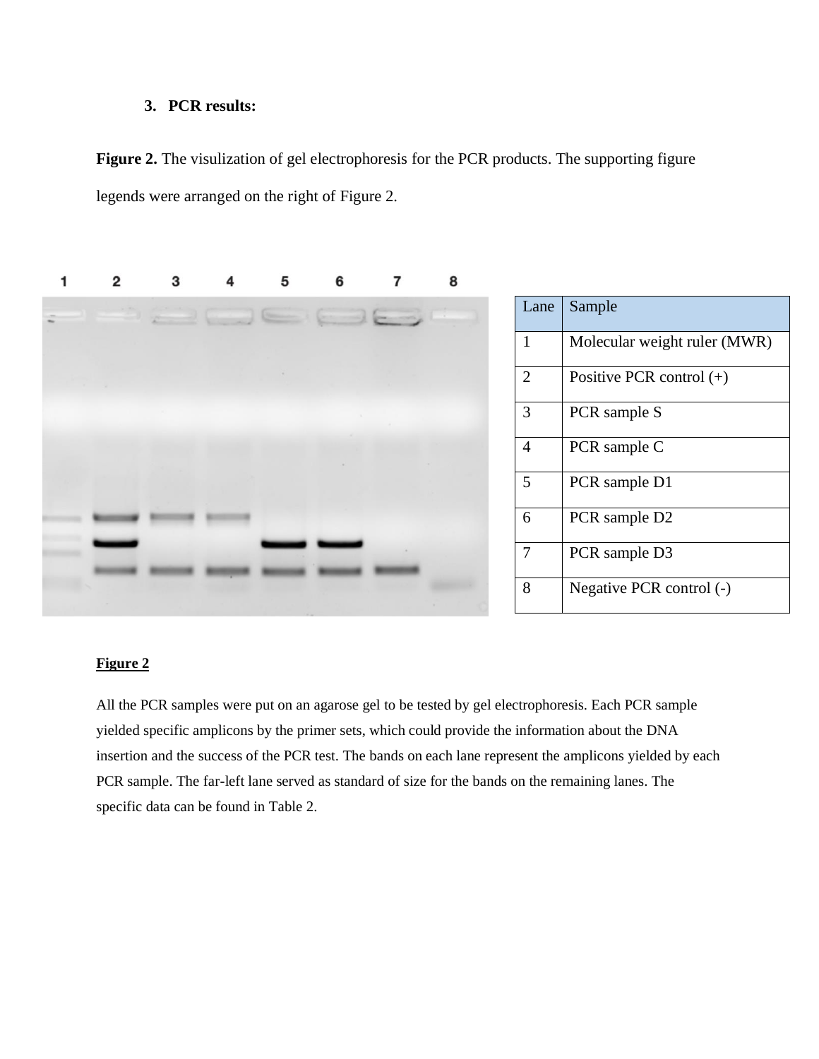3. **PCR results:**

**Figure 2.** The visulization of gel electrophoresis for the PCR products. The supporting figure legends were arranged on the right of Figure 2.

| Lane | Sample |
|---|---|
| 1 | Molecular weight ruler (MWR) |
| 2 | Positive PCR control (+) |
| 3 | PCR sample S |
| 4 | PCR sample C |
| 5 | PCR sample D1 |
| 6 | PCR sample D2 |
| 7 | PCR sample D3 |
| 8 | Negative PCR control (-) |

**Figure 2**

All the PCR samples were put on an agarose gel to be tested by gel electrophoresis. Each PCR sample yielded specific amplicons by the primer sets, which could provide the information about the DNA insertion and the success of the PCR test. The bands on each lane represent the amplicons yielded by each PCR sample. The far-left lane served as standard of size for the bands on the remaining lanes. The specific data can be found in Table 2.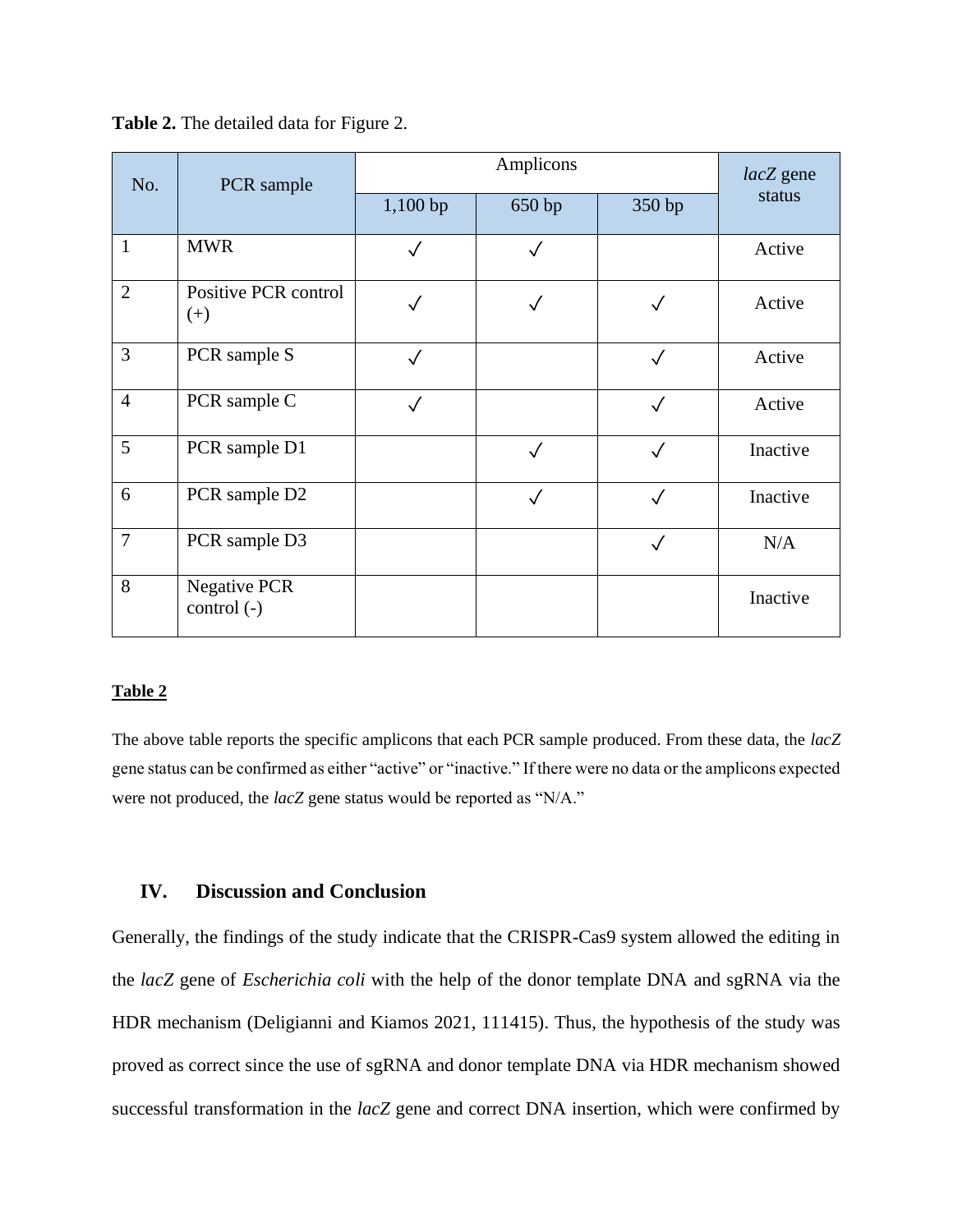**Table 2.** The detailed data for Figure 2.

| No. | PCR sample | Amplicons | | | *lacZ* gene status |
|---|---|---|---|---|---|
| | | 1,100 bp | 650 bp | 350 bp | |
| 1 | MWR | ✓ | ✓ | | Active |
| 2 | Positive PCR control (+) | ✓ | ✓ | ✓ | Active |
| 3 | PCR sample S | ✓ | | ✓ | Active |
| 4 | PCR sample C | ✓ | | ✓ | Active |
| 5 | PCR sample D1 | | ✓ | ✓ | Inactive |
| 6 | PCR sample D2 | | ✓ | ✓ | Inactive |
| 7 | PCR sample D3 | | | ✓ | N/A |
| 8 | Negative PCR control (-) | | | | Inactive |

**Table 2**

The above table reports the specific amplicons that each PCR sample produced. From these data, the *lacZ* gene status can be confirmed as either "active" or "inactive." If there were no data or the amplicons expected were not produced, the *lacZ* gene status would be reported as "N/A."

## IV. Discussion and Conclusion

Generally, the findings of the study indicate that the CRISPR-Cas9 system allowed the editing in the *lacZ* gene of *Escherichia coli* with the help of the donor template DNA and sgRNA via the HDR mechanism (Deligianni and Kiamos 2021, 111415). Thus, the hypothesis of the study was proved as correct since the use of sgRNA and donor template DNA via HDR mechanism showed successful transformation in the *lacZ* gene and correct DNA insertion, which were confirmed by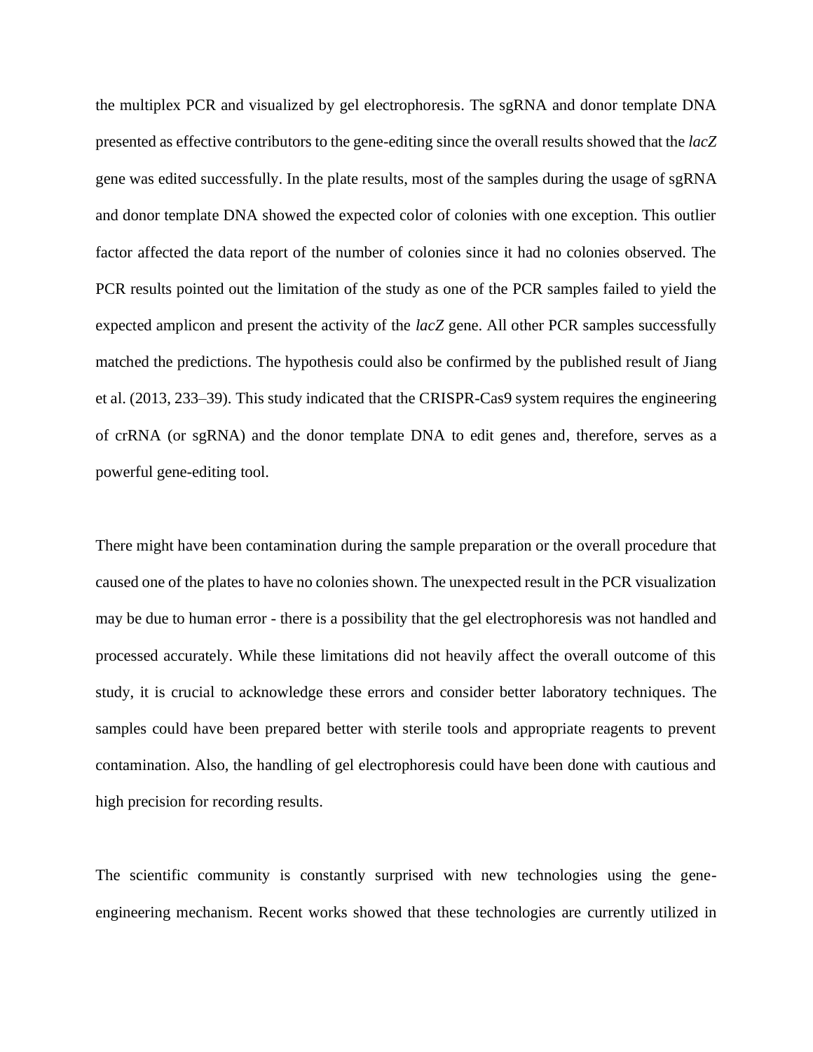the multiplex PCR and visualized by gel electrophoresis. The sgRNA and donor template DNA presented as effective contributors to the gene-editing since the overall results showed that the *lacZ* gene was edited successfully. In the plate results, most of the samples during the usage of sgRNA and donor template DNA showed the expected color of colonies with one exception. This outlier factor affected the data report of the number of colonies since it had no colonies observed. The PCR results pointed out the limitation of the study as one of the PCR samples failed to yield the expected amplicon and present the activity of the *lacZ* gene. All other PCR samples successfully matched the predictions. The hypothesis could also be confirmed by the published result of Jiang et al. (2013, 233–39). This study indicated that the CRISPR-Cas9 system requires the engineering of crRNA (or sgRNA) and the donor template DNA to edit genes and, therefore, serves as a powerful gene-editing tool.

There might have been contamination during the sample preparation or the overall procedure that caused one of the plates to have no colonies shown. The unexpected result in the PCR visualization may be due to human error - there is a possibility that the gel electrophoresis was not handled and processed accurately. While these limitations did not heavily affect the overall outcome of this study, it is crucial to acknowledge these errors and consider better laboratory techniques. The samples could have been prepared better with sterile tools and appropriate reagents to prevent contamination. Also, the handling of gel electrophoresis could have been done with cautious and high precision for recording results.

The scientific community is constantly surprised with new technologies using the gene-engineering mechanism. Recent works showed that these technologies are currently utilized in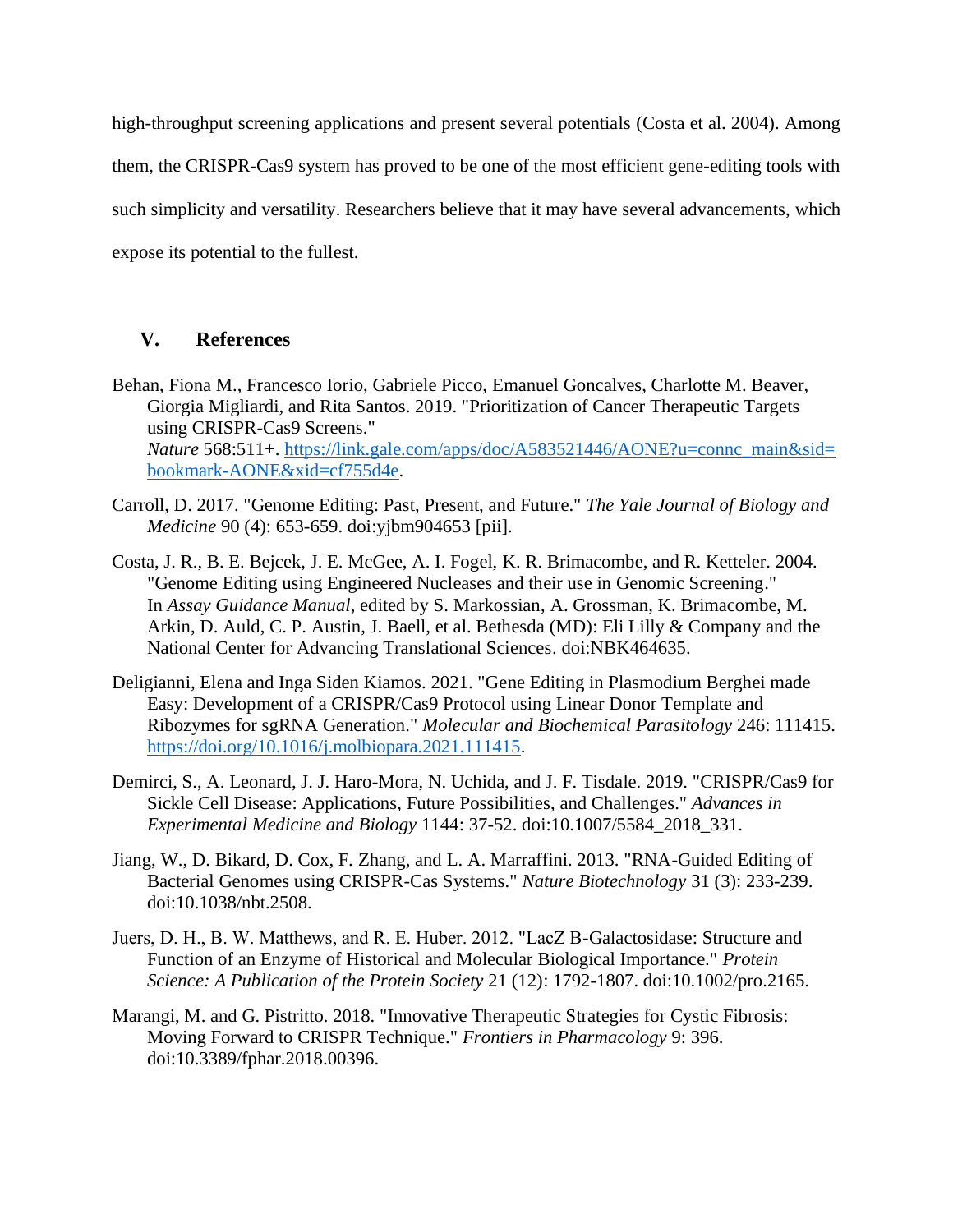high-throughput screening applications and present several potentials (Costa et al. 2004). Among them, the CRISPR-Cas9 system has proved to be one of the most efficient gene-editing tools with such simplicity and versatility. Researchers believe that it may have several advancements, which expose its potential to the fullest.

## V. References

Behan, Fiona M., Francesco Iorio, Gabriele Picco, Emanuel Goncalves, Charlotte M. Beaver, Giorgia Migliardi, and Rita Santos. 2019. "Prioritization of Cancer Therapeutic Targets using CRISPR-Cas9 Screens." *Nature* 568:511+. [https://link.gale.com/apps/doc/A583521446/AONE?u=connc_main&sid=bookmark-AONE&xid=cf755d4e](https://link.gale.com/apps/doc/A583521446/AONE?u=connc_main&sid=bookmark-AONE&xid=cf755d4e).

Carroll, D. 2017. "Genome Editing: Past, Present, and Future." *The Yale Journal of Biology and Medicine* 90 (4): 653-659. doi:yjbm904653 [pii].

Costa, J. R., B. E. Bejcek, J. E. McGee, A. I. Fogel, K. R. Brimacombe, and R. Ketteler. 2004. "Genome Editing using Engineered Nucleases and their use in Genomic Screening." In *Assay Guidance Manual*, edited by S. Markossian, A. Grossman, K. Brimacombe, M. Arkin, D. Auld, C. P. Austin, J. Baell, et al. Bethesda (MD): Eli Lilly & Company and the National Center for Advancing Translational Sciences. doi:NBK464635.

Deligianni, Elena and Inga Siden Kiamos. 2021. "Gene Editing in Plasmodium Berghei made Easy: Development of a CRISPR/Cas9 Protocol using Linear Donor Template and Ribozymes for sgRNA Generation." *Molecular and Biochemical Parasitology* 246: 111415. [https://doi.org/10.1016/j.molbiopara.2021.111415](https://doi.org/10.1016/j.molbiopara.2021.111415).

Demirci, S., A. Leonard, J. J. Haro-Mora, N. Uchida, and J. F. Tisdale. 2019. "CRISPR/Cas9 for Sickle Cell Disease: Applications, Future Possibilities, and Challenges." *Advances in Experimental Medicine and Biology* 1144: 37-52. doi:10.1007/5584_2018_331.

Jiang, W., D. Bikard, D. Cox, F. Zhang, and L. A. Marraffini. 2013. "RNA-Guided Editing of Bacterial Genomes using CRISPR-Cas Systems." *Nature Biotechnology* 31 (3): 233-239. doi:10.1038/nbt.2508.

Juers, D. H., B. W. Matthews, and R. E. Huber. 2012. "LacZ B-Galactosidase: Structure and Function of an Enzyme of Historical and Molecular Biological Importance." *Protein Science: A Publication of the Protein Society* 21 (12): 1792-1807. doi:10.1002/pro.2165.

Marangi, M. and G. Pistritto. 2018. "Innovative Therapeutic Strategies for Cystic Fibrosis: Moving Forward to CRISPR Technique." *Frontiers in Pharmacology* 9: 396. doi:10.3389/fphar.2018.00396.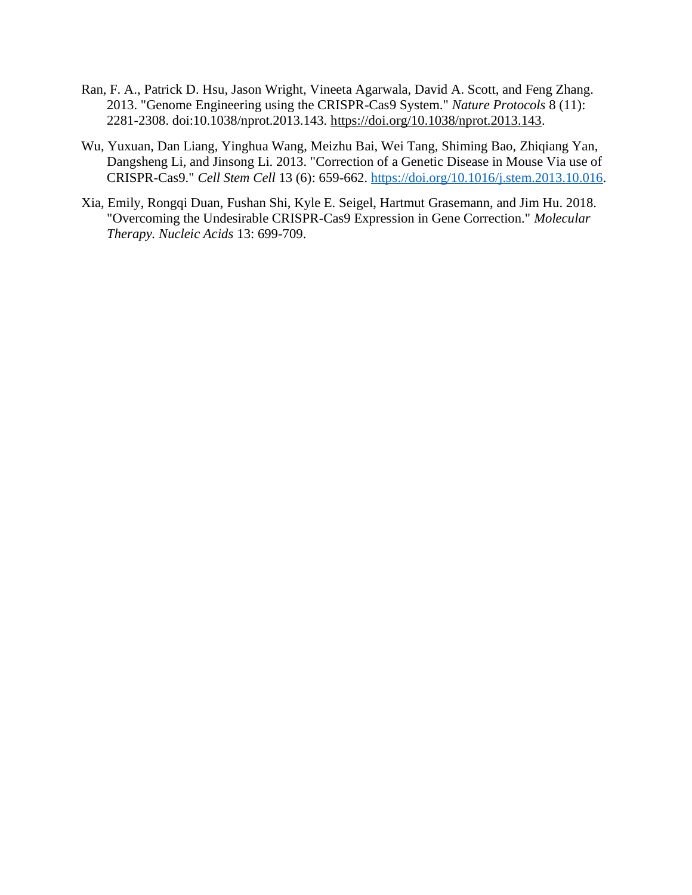Ran, F. A., Patrick D. Hsu, Jason Wright, Vineeta Agarwala, David A. Scott, and Feng Zhang. 2013. "Genome Engineering using the CRISPR-Cas9 System." *Nature Protocols* 8 (11): 2281-2308. doi:10.1038/nprot.2013.143. https://doi.org/10.1038/nprot.2013.143.

Wu, Yuxuan, Dan Liang, Yinghua Wang, Meizhu Bai, Wei Tang, Shiming Bao, Zhiqiang Yan, Dangsheng Li, and Jinsong Li. 2013. "Correction of a Genetic Disease in Mouse Via use of CRISPR-Cas9." *Cell Stem Cell* 13 (6): 659-662. https://doi.org/10.1016/j.stem.2013.10.016.

Xia, Emily, Rongqi Duan, Fushan Shi, Kyle E. Seigel, Hartmut Grasemann, and Jim Hu. 2018. "Overcoming the Undesirable CRISPR-Cas9 Expression in Gene Correction." *Molecular Therapy. Nucleic Acids* 13: 699-709.